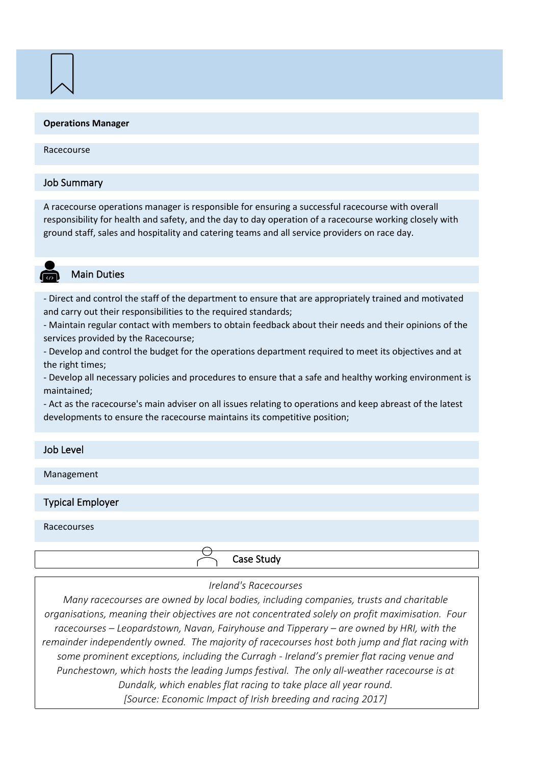**Operations Manager**

Racecourse

## Job Summary

A racecourse operations manager is responsible for ensuring a successful racecourse with overall responsibility for health and safety, and the day to day operation of a racecourse working closely with ground staff, sales and hospitality and catering teams and all service providers on race day.

## Main Duties

- Direct and control the staff of the department to ensure that are appropriately trained and motivated and carry out their responsibilities to the required standards;
- Maintain regular contact with members to obtain feedback about their needs and their opinions of the services provided by the Racecourse;
- Develop and control the budget for the operations department required to meet its objectives and at the right times;
- Develop all necessary policies and procedures to ensure that a safe and healthy working environment is maintained;
- Act as the racecourse's main adviser on all issues relating to operations and keep abreast of the latest developments to ensure the racecourse maintains its competitive position;

## Job Level

Management

## Typical Employer

Racecourses

## Case Study

*Ireland's Racecourses*

*Many racecourses are owned by local bodies, including companies, trusts and charitable organisations, meaning their objectives are not concentrated solely on profit maximisation. Four racecourses – Leopardstown, Navan, Fairyhouse and Tipperary – are owned by HRI, with the remainder independently owned. The majority of racecourses host both jump and flat racing with some prominent exceptions, including the Curragh - Ireland's premier flat racing venue and Punchestown, which hosts the leading Jumps festival. The only all-weather racecourse is at Dundalk, which enables flat racing to take place all year round.*

*[Source: Economic Impact of Irish breeding and racing 2017]*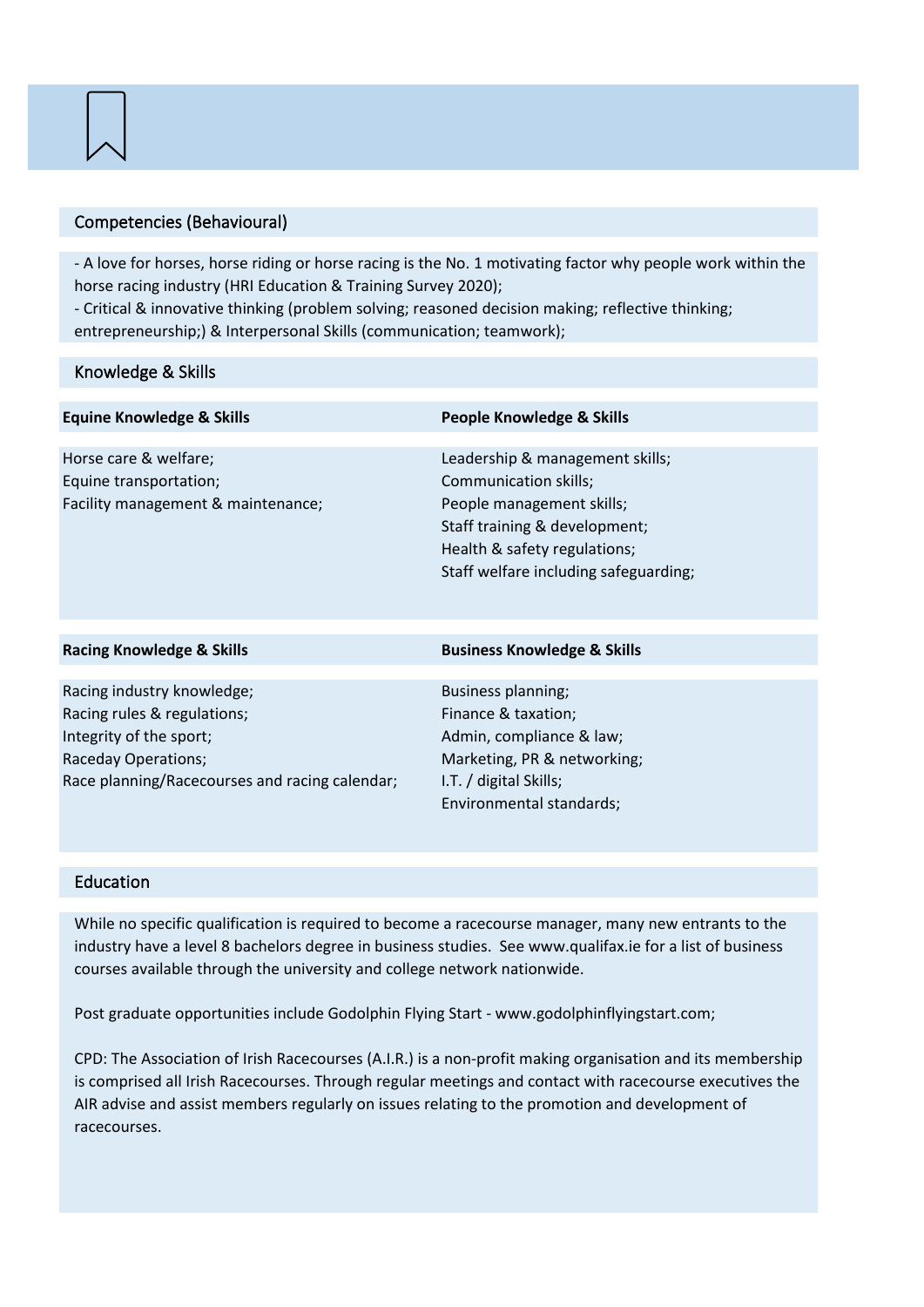## Competencies (Behavioural)

- A love for horses, horse riding or horse racing is the No. 1 motivating factor why people work within the horse racing industry (HRI Education & Training Survey 2020);
- Critical & innovative thinking (problem solving; reasoned decision making; reflective thinking; entrepreneurship;) & Interpersonal Skills (communication; teamwork);

## Knowledge & Skills

| Equine Knowledge & Skills | People Knowledge & Skills |
| --- | --- |
| Horse care & welfare; | Leadership & management skills; |
| Equine transportation; | Communication skills; |
| Facility management & maintenance; | People management skills; |
| | Staff training & development; |
| | Health & safety regulations; |
| | Staff welfare including safeguarding; |

| Racing Knowledge & Skills | Business Knowledge & Skills |
| --- | --- |
| Racing industry knowledge; | Business planning; |
| Racing rules & regulations; | Finance & taxation; |
| Integrity of the sport; | Admin, compliance & law; |
| Raceday Operations; | Marketing, PR & networking; |
| Race planning/Racecourses and racing calendar; | I.T. / digital Skills; |
| | Environmental standards; |

## Education

While no specific qualification is required to become a racecourse manager, many new entrants to the industry have a level 8 bachelors degree in business studies. See www.qualifax.ie for a list of business courses available through the university and college network nationwide.

Post graduate opportunities include Godolphin Flying Start - www.godolphinflyingstart.com;

CPD: The Association of Irish Racecourses (A.I.R.) is a non-profit making organisation and its membership is comprised all Irish Racecourses. Through regular meetings and contact with racecourse executives the AIR advise and assist members regularly on issues relating to the promotion and development of racecourses.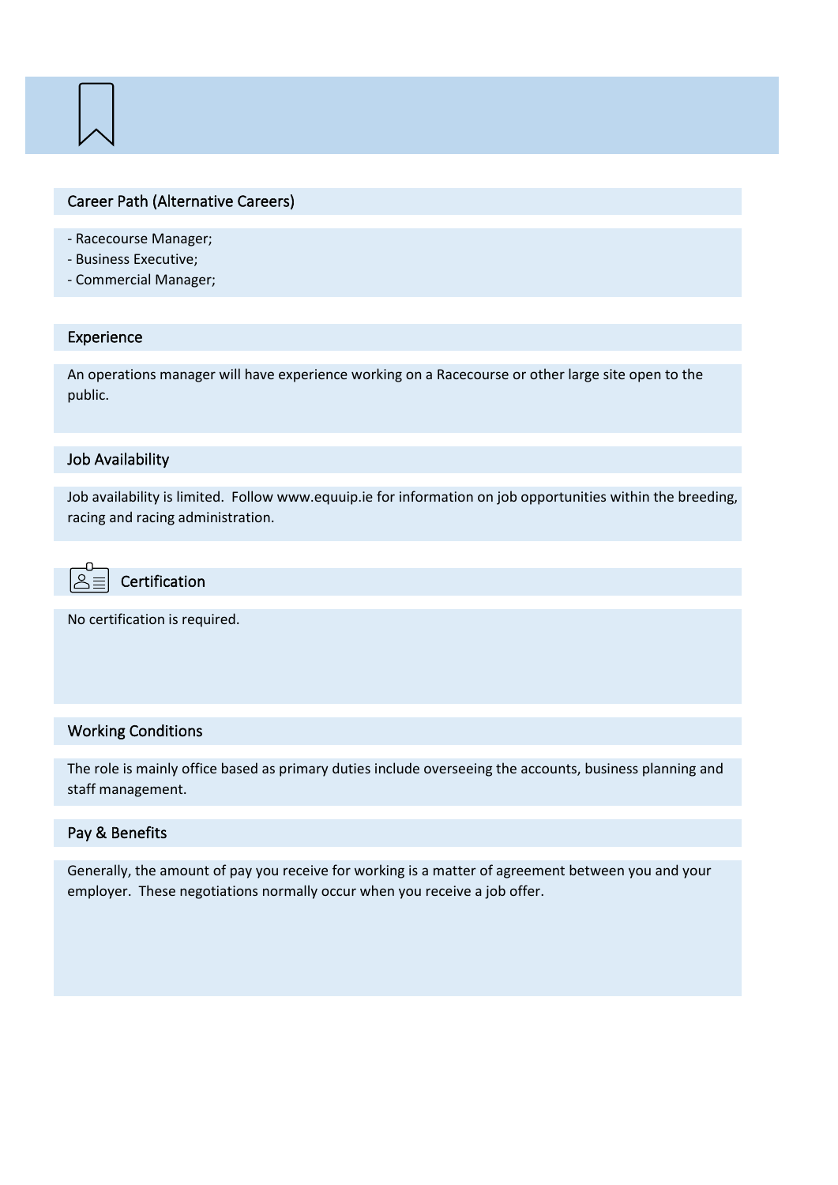## Career Path (Alternative Careers)

- Racecourse Manager;
- Business Executive;
- Commercial Manager;

## Experience

An operations manager will have experience working on a Racecourse or other large site open to the public.

## Job Availability

Job availability is limited. Follow www.equuip.ie for information on job opportunities within the breeding, racing and racing administration.

## Certification

No certification is required.

## Working Conditions

The role is mainly office based as primary duties include overseeing the accounts, business planning and staff management.

## Pay & Benefits

Generally, the amount of pay you receive for working is a matter of agreement between you and your employer. These negotiations normally occur when you receive a job offer.